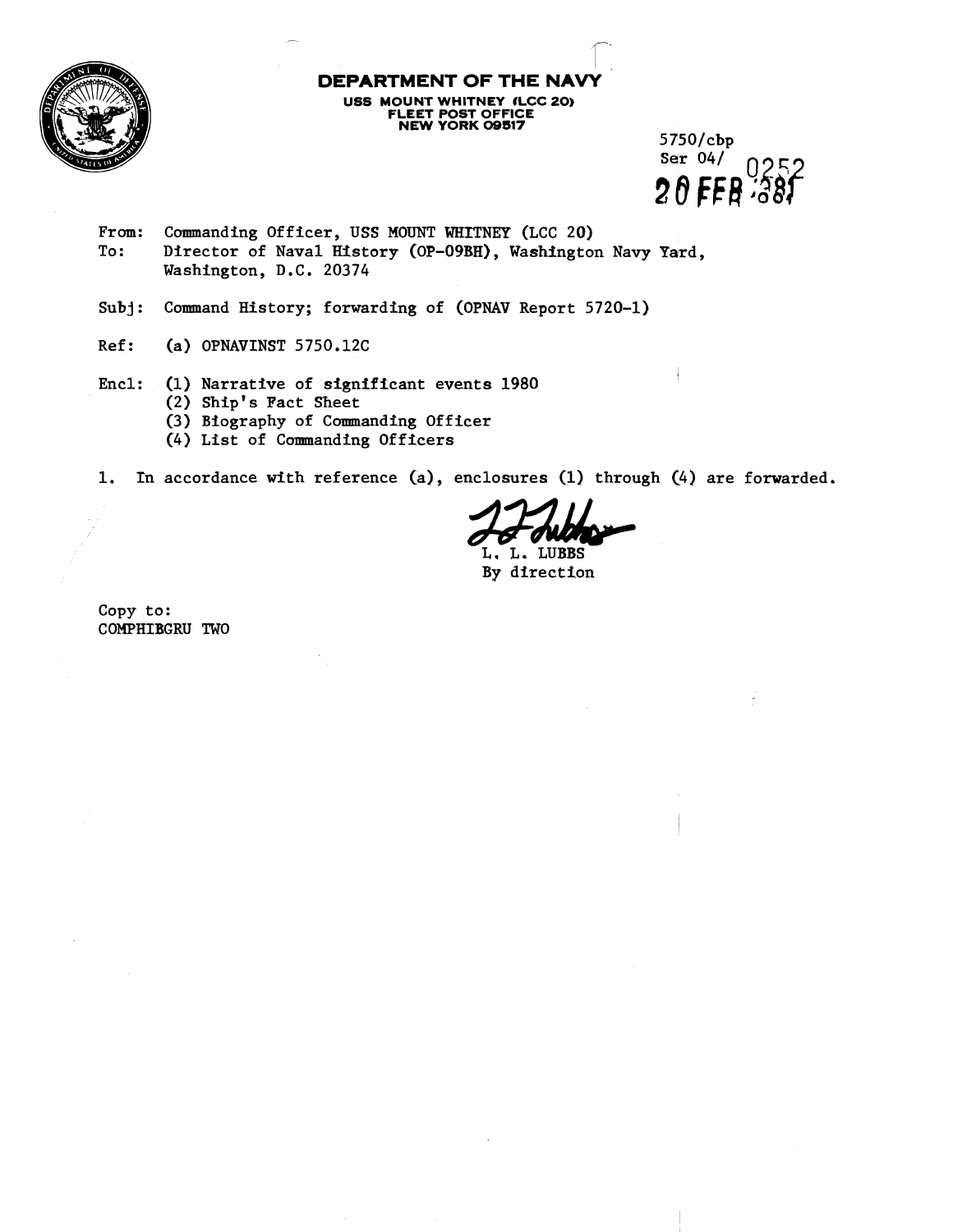# DEPARTMENT OF THE NAVY

**USS MOUNT WHITNEY (LCC 20)**
**FLEET POST OFFICE**
**NEW YORK 09517**

5750/cbp
Ser 04/ 0252
20 FEB 1981

From: Commanding Officer, USS MOUNT WHITNEY (LCC 20)
To: Director of Naval History (OP-09BH), Washington Navy Yard, Washington, D.C. 20374

Subj: Command History; forwarding of (OPNAV Report 5720-1)

Ref: (a) OPNAVINST 5750.12C

Encl: (1) Narrative of significant events 1980
(2) Ship's Fact Sheet
(3) Biography of Commanding Officer
(4) List of Commanding Officers

1. In accordance with reference (a), enclosures (1) through (4) are forwarded.

L. L. LUBBS
By direction

Copy to:
COMPHIBGRU TWO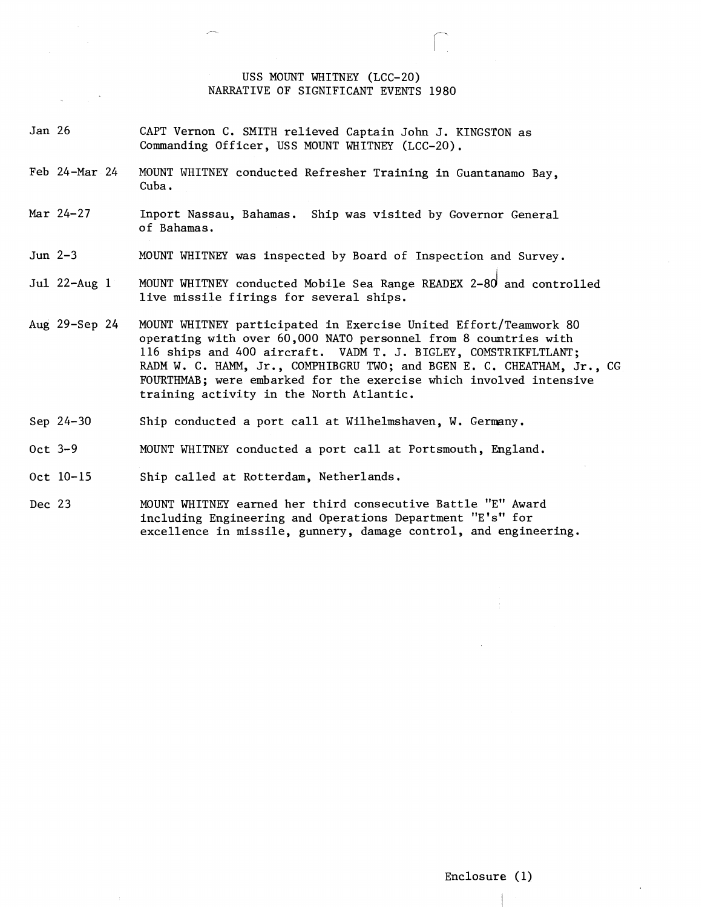# USS MOUNT WHITNEY (LCC-20)
## NARRATIVE OF SIGNIFICANT EVENTS 1980

| | |
|---|---|
| Jan 26 | CAPT Vernon C. SMITH relieved Captain John J. KINGSTON as Commanding Officer, USS MOUNT WHITNEY (LCC-20). |
| Feb 24-Mar 24 | MOUNT WHITNEY conducted Refresher Training in Guantanamo Bay, Cuba. |
| Mar 24-27 | Inport Nassau, Bahamas. Ship was visited by Governor General of Bahamas. |
| Jun 2-3 | MOUNT WHITNEY was inspected by Board of Inspection and Survey. |
| Jul 22-Aug 1 | MOUNT WHITNEY conducted Mobile Sea Range READEX 2-80 and controlled live missile firings for several ships. |
| Aug 29-Sep 24 | MOUNT WHITNEY participated in Exercise United Effort/Teamwork 80 operating with over 60,000 NATO personnel from 8 countries with 116 ships and 400 aircraft. VADM T. J. BIGLEY, COMSTRIKFLTLANT; RADM W. C. HAMM, Jr., COMPHIBGRU TWO; and BGEN E. C. CHEATHAM, Jr., CG FOURTHMAB; were embarked for the exercise which involved intensive training activity in the North Atlantic. |
| Sep 24-30 | Ship conducted a port call at Wilhelmshaven, W. Germany. |
| Oct 3-9 | MOUNT WHITNEY conducted a port call at Portsmouth, England. |
| Oct 10-15 | Ship called at Rotterdam, Netherlands. |
| Dec 23 | MOUNT WHITNEY earned her third consecutive Battle "E" Award including Engineering and Operations Department "E's" for excellence in missile, gunnery, damage control, and engineering. |

Enclosure (1)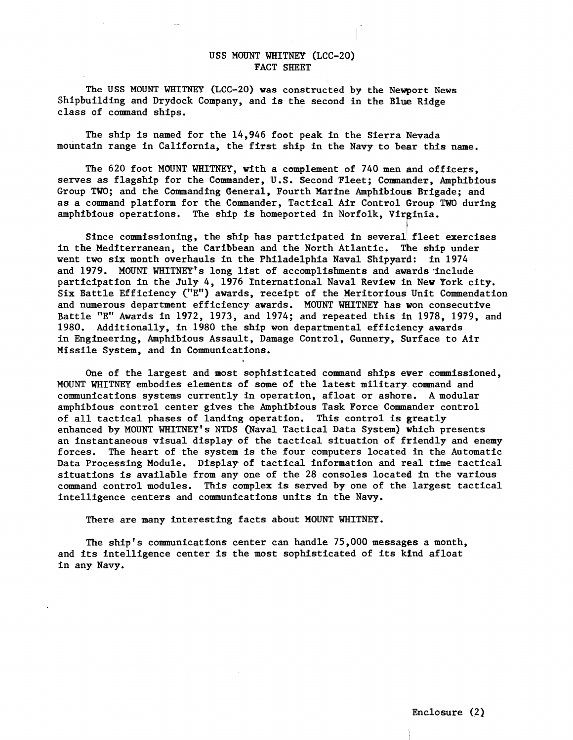# USS MOUNT WHITNEY (LCC-20)
## FACT SHEET

The USS MOUNT WHITNEY (LCC-20) was constructed by the Newport News Shipbuilding and Drydock Company, and is the second in the Blue Ridge class of command ships.

The ship is named for the 14,946 foot peak in the Sierra Nevada mountain range in California, the first ship in the Navy to bear this name.

The 620 foot MOUNT WHITNEY, with a complement of 740 men and officers, serves as flagship for the Commander, U.S. Second Fleet; Commander, Amphibious Group TWO; and the Commanding General, Fourth Marine Amphibious Brigade; and as a command platform for the Commander, Tactical Air Control Group TWO during amphibious operations. The ship is homeported in Norfolk, Virginia.

Since commissioning, the ship has participated in several fleet exercises in the Mediterranean, the Caribbean and the North Atlantic. The ship under went two six month overhauls in the Philadelphia Naval Shipyard: in 1974 and 1979. MOUNT WHITNEY's long list of accomplishments and awards include participation in the July 4, 1976 International Naval Review in New York city. Six Battle Efficiency ("E") awards, receipt of the Meritorious Unit Commendation and numerous department efficiency awards. MOUNT WHITNEY has won consecutive Battle "E" Awards in 1972, 1973, and 1974; and repeated this in 1978, 1979, and 1980. Additionally, in 1980 the ship won departmental efficiency awards in Engineering, Amphibious Assault, Damage Control, Gunnery, Surface to Air Missile System, and in Communications.

One of the largest and most sophisticated command ships ever commissioned, MOUNT WHITNEY embodies elements of some of the latest military command and communications systems currently in operation, afloat or ashore. A modular amphibious control center gives the Amphibious Task Force Commander control of all tactical phases of landing operation. This control is greatly enhanced by MOUNT WHITNEY's NTDS (Naval Tactical Data System) which presents an instantaneous visual display of the tactical situation of friendly and enemy forces. The heart of the system is the four computers located in the Automatic Data Processing Module. Display of tactical information and real time tactical situations is available from any one of the 28 consoles located in the various command control modules. This complex is served by one of the largest tactical intelligence centers and communications units in the Navy.

There are many interesting facts about MOUNT WHITNEY.

The ship's communications center can handle 75,000 messages a month, and its intelligence center is the most sophisticated of its kind afloat in any Navy.

Enclosure (2)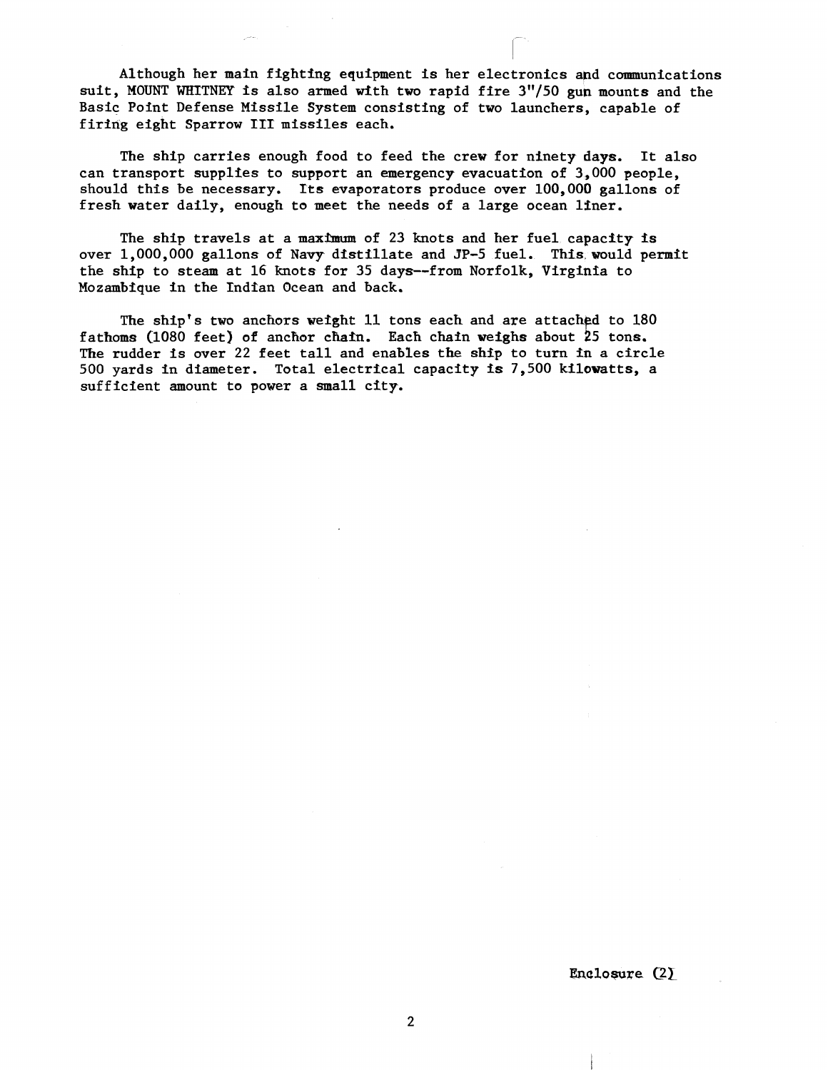Although her main fighting equipment is her electronics and communications suit, MOUNT WHITNEY is also armed with two rapid fire 3"/50 gun mounts and the Basic Point Defense Missile System consisting of two launchers, capable of firing eight Sparrow III missiles each.

The ship carries enough food to feed the crew for ninety days. It also can transport supplies to support an emergency evacuation of 3,000 people, should this be necessary. Its evaporators produce over 100,000 gallons of fresh water daily, enough to meet the needs of a large ocean liner.

The ship travels at a maximum of 23 knots and her fuel capacity is over 1,000,000 gallons of Navy distillate and JP-5 fuel. This would permit the ship to steam at 16 knots for 35 days--from Norfolk, Virginia to Mozambique in the Indian Ocean and back.

The ship's two anchors weight 11 tons each and are attached to 180 fathoms (1080 feet) of anchor chain. Each chain weighs about 25 tons. The rudder is over 22 feet tall and enables the ship to turn in a circle 500 yards in diameter. Total electrical capacity is 7,500 kilowatts, a sufficient amount to power a small city.

Enclosure (2)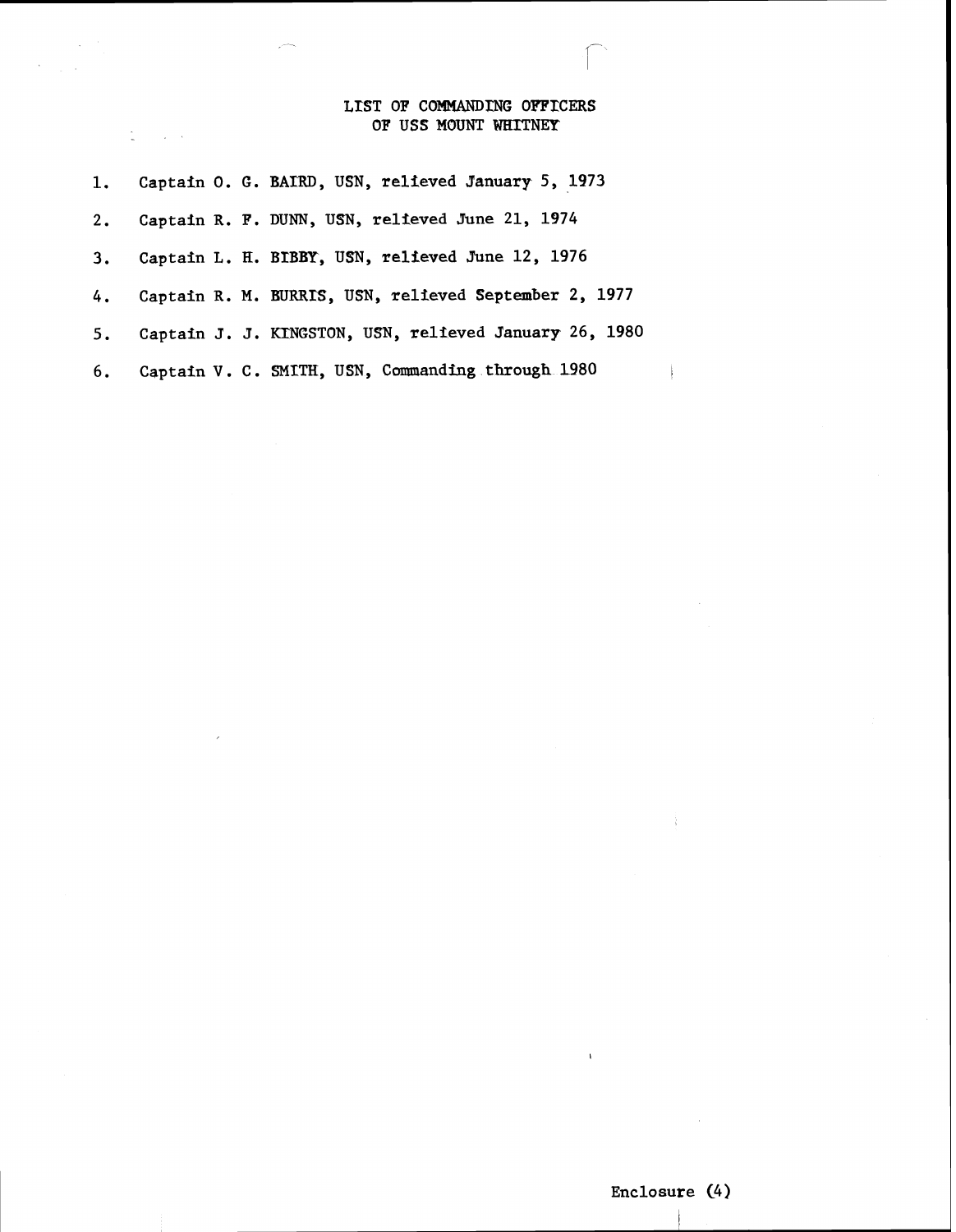# LIST OF COMMANDING OFFICERS OF USS MOUNT WHITNEY

1. Captain O. G. BAIRD, USN, relieved January 5, 1973
2. Captain R. F. DUNN, USN, relieved June 21, 1974
3. Captain L. H. BIBBY, USN, relieved June 12, 1976
4. Captain R. M. BURRIS, USN, relieved September 2, 1977
5. Captain J. J. KINGSTON, USN, relieved January 26, 1980
6. Captain V. C. SMITH, USN, Commanding through 1980

Enclosure (4)